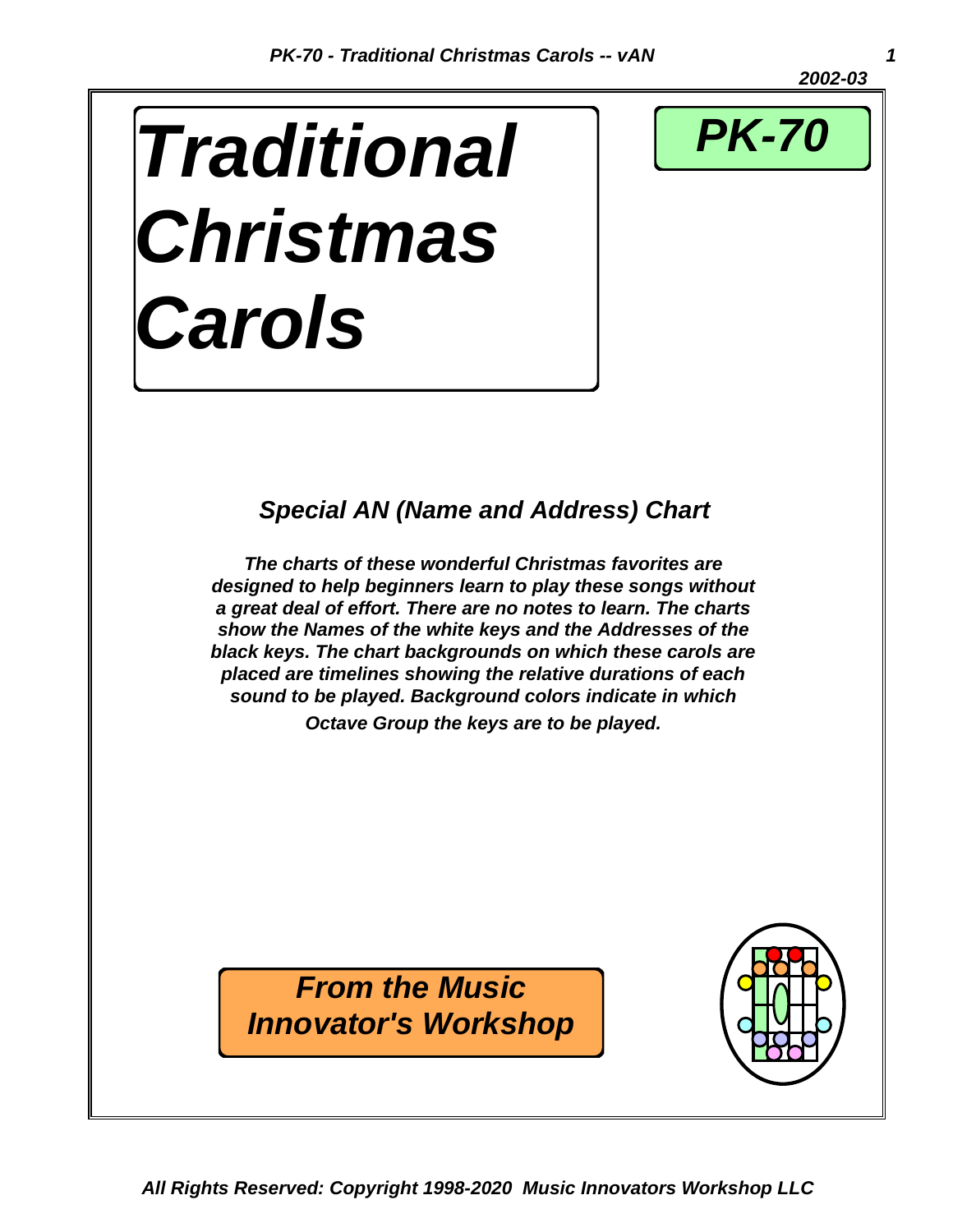2002-03

# Traditional Christmas Carols

## PK-70

### *Special AN (Name and Address) Chart*

***The charts of these wonderful Christmas favorites are designed to help beginners learn to play these songs without a great deal of effort. There are no notes to learn. The charts show the Names of the white keys and the Addresses of the black keys. The chart backgrounds on which these carols are placed are timelines showing the relative durations of each sound to be played. Background colors indicate in which Octave Group the keys are to be played.***

***From the Music Innovator's Workshop***

***All Rights Reserved: Copyright 1998-2020 Music Innovators Workshop LLC***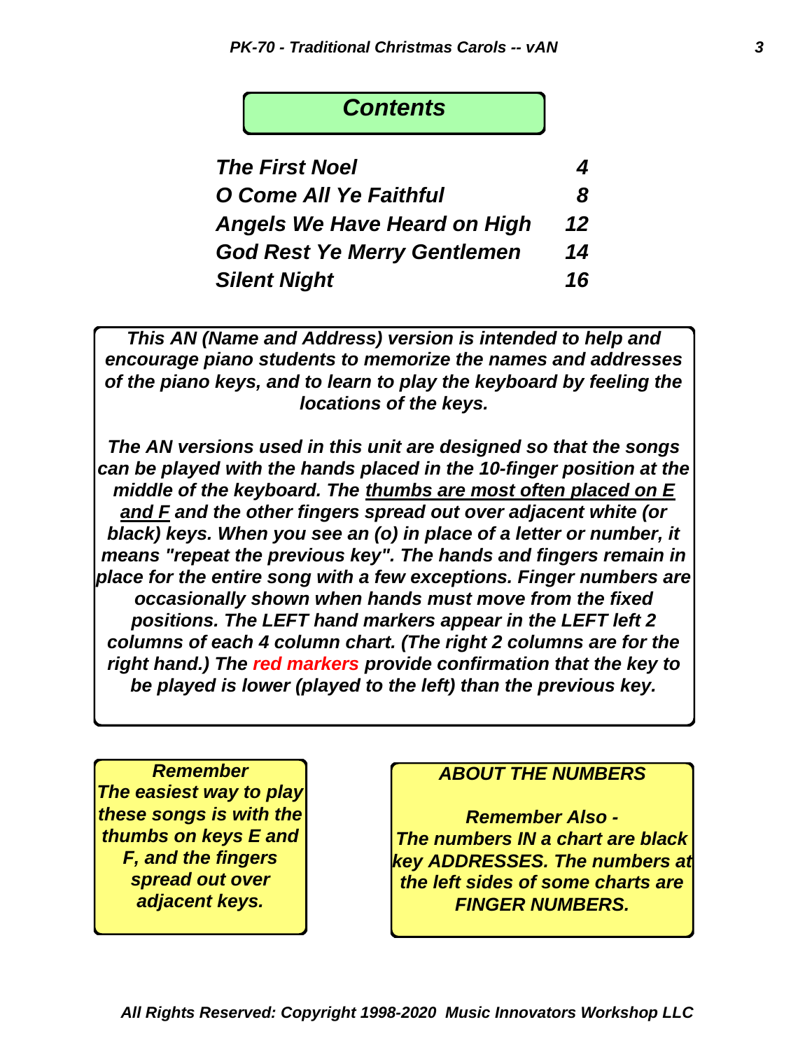## *Contents*

| | |
|---|---|
| *The First Noel* | *4* |
| *O Come All Ye Faithful* | *8* |
| *Angels We Have Heard on High* | *12* |
| *God Rest Ye Merry Gentlemen* | *14* |
| *Silent Night* | *16* |

***This AN (Name and Address) version is intended to help and encourage piano students to memorize the names and addresses of the piano keys, and to learn to play the keyboard by feeling the locations of the keys.***

***The AN versions used in this unit are designed so that the songs can be played with the hands placed in the 10-finger position at the middle of the keyboard. The <u>thumbs are most often placed on E and F</u> and the other fingers spread out over adjacent white (or black) keys. When you see an (o) in place of a letter or number, it means "repeat the previous key". The hands and fingers remain in place for the entire song with a few exceptions. Finger numbers are occasionally shown when hands must move from the fixed positions. The LEFT hand markers appear in the LEFT left 2 columns of each 4 column chart. (The right 2 columns are for the right hand.) The red markers provide confirmation that the key to be played is lower (played to the left) than the previous key.***

***Remember***
***The easiest way to play these songs is with the thumbs on keys E and F, and the fingers spread out over adjacent keys.***

***ABOUT THE NUMBERS***

***Remember Also -***
***The numbers IN a chart are black key ADDRESSES. The numbers at the left sides of some charts are FINGER NUMBERS.***

***All Rights Reserved: Copyright 1998-2020 Music Innovators Workshop LLC***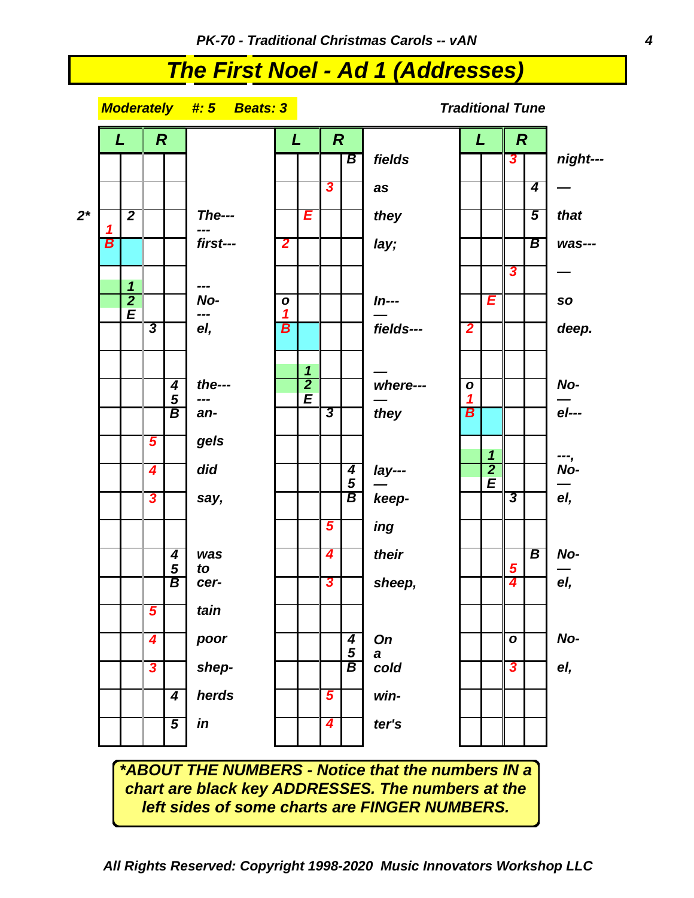# The First Noel - Ad 1 (Addresses)

**Moderately #: 5 Beats: 3** *Traditional Tune*

| | L | | R | | Lyrics | L | | R | | Lyrics | L | | R | | Lyrics |
|---|---|---|---|---|---|---|---|---|---|---|---|---|---|---|---|
| | | | | | | | | | B | fields | | | 3 | | night--- |
| | | | | | | | | 3 | | as | | | | 4 | — |
| 2* | 1 | 2 | | | The--- --- | | E | | | they | | | | 5 | that |
| | B | | | | first--- | 2 | | | | lay; | | | | B | was--- |
| | | | | | | | | | | | | | 3 | | — |
| | | 1 2 E | | | --- No- --- | o 1 | | | | In--- — | | E | | | so |
| | | | 3 | | el, | B | | | | fields--- | 2 | | | | deep. |
| | | | | | | | 1 2 E | | | — where--- — | | | | | |
| | | | | 4 5 | the--- --- | | | | | | o 1 | | | | No- — |
| | | | | B | an- | | | 3 | | they | B | | | | el--- |
| | | | 5 | | gels | | | | | | | | | | |
| | | | 4 | | did | | | | 4 5 | lay--- — | | 1 2 E | | | ---, No- — |
| | | | 3 | | say, | | | | B | keep- | | | 3 | | el, |
| | | | | | | | | 5 | | ing | | | | | |
| | | | | 4 5 | was to | | | 4 | | their | | | 5 | B | No- — |
| | | | | B | cer- | | | 3 | | sheep, | | | 4 | | el, |
| | | | 5 | | tain | | | | | | | | | | |
| | | | 4 | | poor | | | | 4 5 | On a | | | o | | No- |
| | | | 3 | | shep- | | | | B | cold | | | 3 | | el, |
| | | | | 4 | herds | | | 5 | | win- | | | | | |
| | | | | 5 | in | | | 4 | | ter's | | | | | |

***ABOUT THE NUMBERS - Notice that the numbers IN a chart are black key ADDRESSES. The numbers at the left sides of some charts are FINGER NUMBERS.**

*All Rights Reserved: Copyright 1998-2020 Music Innovators Workshop LLC*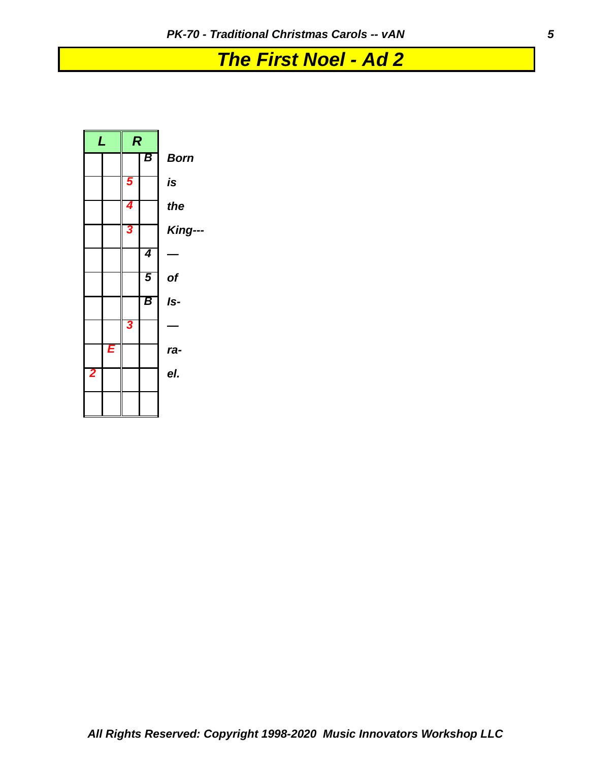# The First Noel - Ad 2

| L | | R | | |
|---|---|---|---|---|
| | | | B | Born |
| | | 5 | | is |
| | | 4 | | the |
| | | 3 | | King--- |
| | | | 4 | — |
| | | | 5 | of |
| | | | B | Is- |
| | | 3 | | — |
| | E | | | ra- |
| 2 | | | | el. |
| | | | | |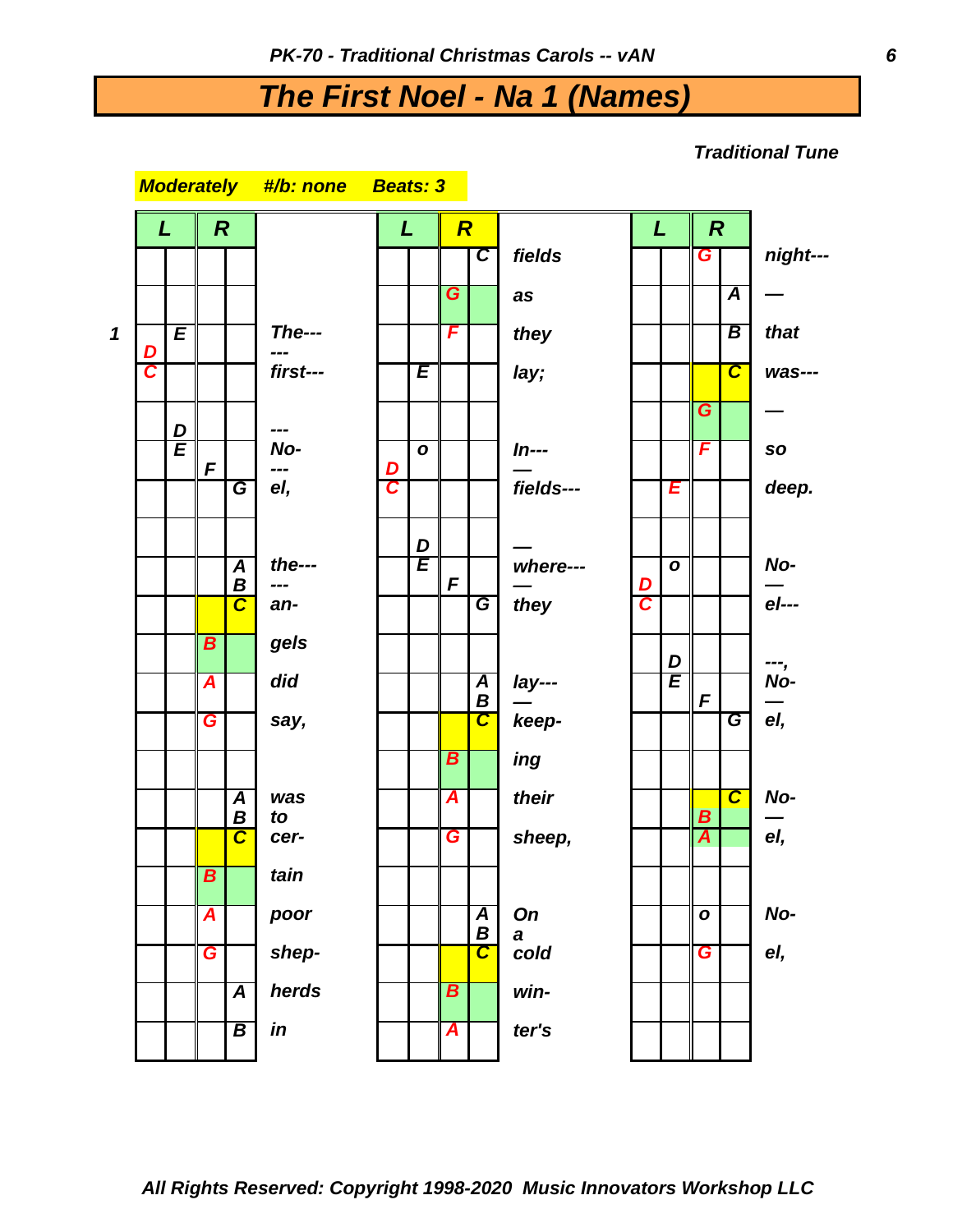# The First Noel - Na 1 (Names)

*Traditional Tune*

**Moderately** &nbsp;&nbsp; **#/b: none** &nbsp;&nbsp; **Beats: 3**

| | L | | R | | Lyrics | L | | R | | Lyrics | L | | R | | Lyrics |
|---|---|---|---|---|---|---|---|---|---|---|---|---|---|---|---|
| | | | | | | | | | C | fields | | | G | | night--- |
| | | | | | | | | G | | as | | | | A | — |
| 1 | D | E | | | The--- --- | | | F | | they | | | | B | that |
| | C | | | | first--- | | E | | | lay; | | | | C | was--- |
| | | D | | | --- | | | | | | | | G | | — |
| | | E | F | | No- --- | D | o | | | In--- — | | | F | | so |
| | | | | G | el, | C | | | | fields--- | | E | | | deep. |
| | | | | | | | D | | | — | | | | | |
| | | | | A B | the--- --- | | E | F | | where--- — | D | o | | | No- — |
| | | | | C | an- | | | | G | they | C | | | | el--- |
| | | | B | | gels | | | | | | | D | | | ---, |
| | | | A | | did | | | | A B | lay--- — | | E | F | | No- — |
| | | | G | | say, | | | | C | keep- | | | | G | el, |
| | | | | | | | | B | | ing | | | | | |
| | | | | A B | was to | | | A | | their | | | B | C | No- — |
| | | | | C | cer- | | | G | | sheep, | | | A | | el, |
| | | | B | | tain | | | | | | | | | | |
| | | | A | | poor | | | | A B | On a | | | o | | No- |
| | | | G | | shep- | | | | C | cold | | | G | | el, |
| | | | | A | herds | | | B | | win- | | | | | |
| | | | | B | in | | | A | | ter's | | | | | |

All Rights Reserved: Copyright 1998-2020 Music Innovators Workshop LLC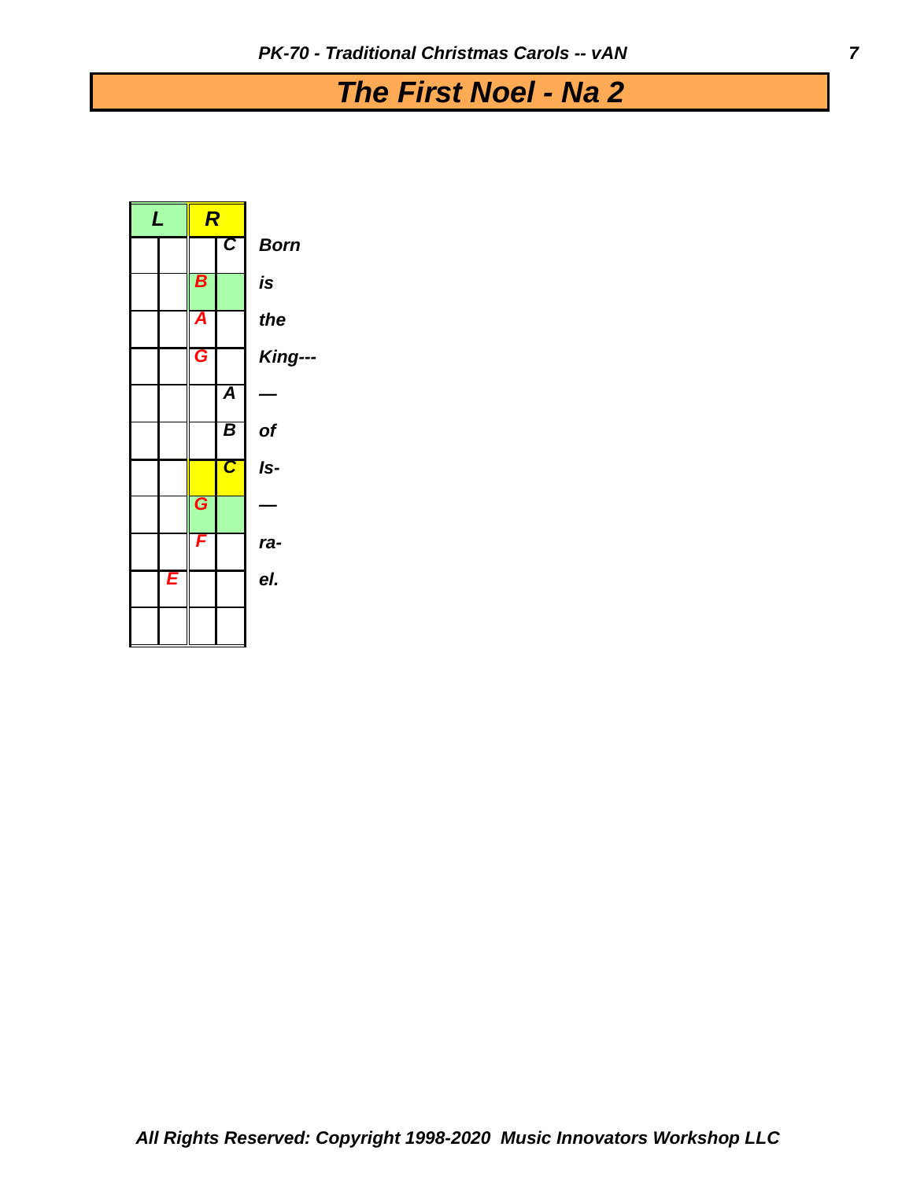# The First Noel - Na 2

| L | | R | | |
|---|---|---|---|---|
| | | | C | Born |
| | | B | | is |
| | | A | | the |
| | | G | | King--- |
| | | | A | — |
| | | | B | of |
| | | | C | Is- |
| | | G | | — |
| | | F | | ra- |
| | E | | | el. |
| | | | | |

*All Rights Reserved: Copyright 1998-2020 Music Innovators Workshop LLC*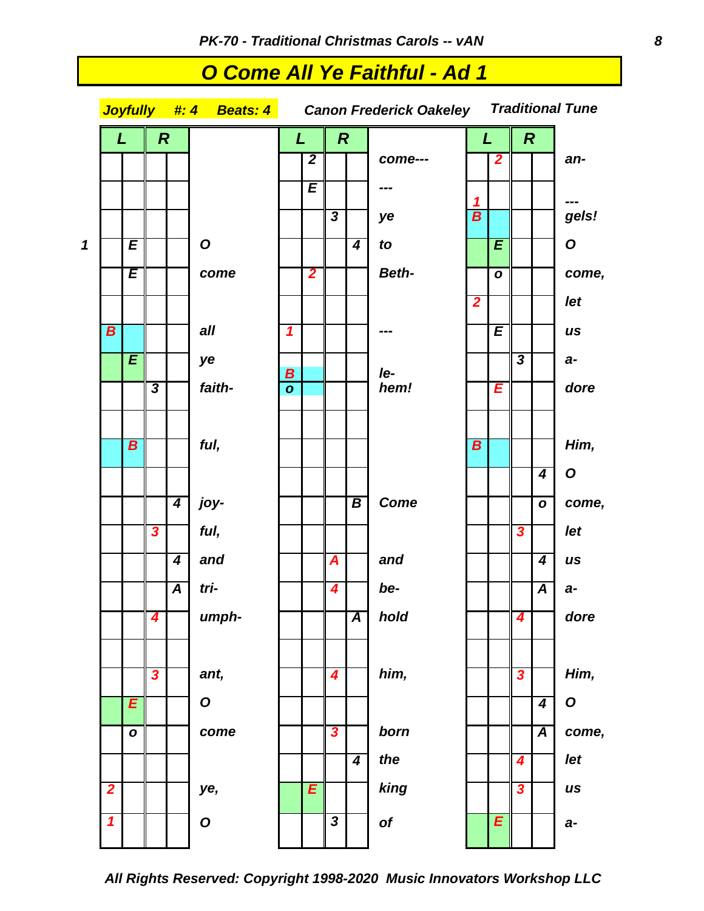# O Come All Ye Faithful - Ad 1

**Joyfully #: 4 Beats: 4** — **Canon Frederick Oakeley** — **Traditional Tune**

| | L | | R | | Lyric | L | | R | | Lyric | L | | R | | Lyric |
|---|---|---|---|---|---|---|---|---|---|---|---|---|---|---|---|
| | | | | | | | 2 | | | come--- | | 2 | | | an- |
| | | | | | | | E | | | --- | 1 | | | | --- |
| | | | | | | | | 3 | | ye | B | | | | gels! |
| 1 | | E | | | O | | | | 4 | to | | E | | | O |
| | | E | | | come | | 2 | | | Beth- | | o | | | come, |
| | | | | | | | | | | | 2 | | | | let |
| | B | | | | all | 1 | | | | --- | | E | | | us |
| | | E | | | ye | B | | | | le- | | | 3 | | a- |
| | | | 3 | | faith- | o | | | | hem! | | E | | | dore |
| | | | | | | | | | | | | | | | |
| | | B | | | ful, | | | | | | B | | | | Him, |
| | | | | | | | | | | | | | | 4 | O |
| | | | | 4 | joy- | | | | B | Come | | | | o | come, |
| | | | 3 | | ful, | | | | | | | | 3 | | let |
| | | | | 4 | and | | | A | | and | | | | 4 | us |
| | | | | A | tri- | | | 4 | | be- | | | | A | a- |
| | | | 4 | | umph- | | | | A | hold | | | 4 | | dore |
| | | | | | | | | | | | | | | | |
| | | | 3 | | ant, | | | 4 | | him, | | | 3 | | Him, |
| | | E | | | O | | | | | | | | | 4 | O |
| | | o | | | come | | | 3 | | born | | | | A | come, |
| | | | | | | | | | 4 | the | | | 4 | | let |
| | 2 | | | | ye, | | E | | | king | | | 3 | | us |
| | 1 | | | | O | | | 3 | | of | | E | | | a- |

*All Rights Reserved: Copyright 1998-2020 Music Innovators Workshop LLC*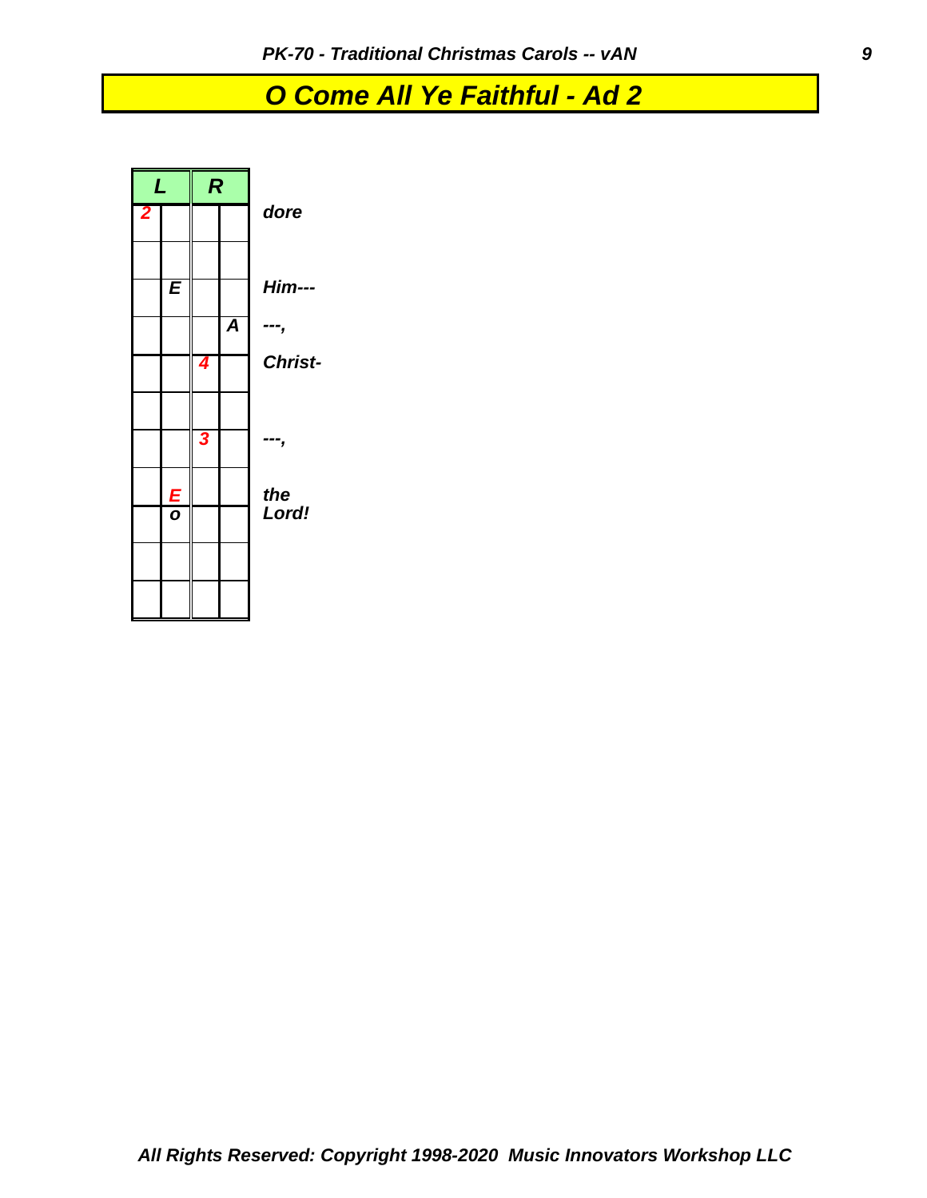# O Come All Ye Faithful - Ad 2

| L | | R | | |
|---|---|---|---|---|
| 2 | | | | dore |
| | | | | |
| | E | | | Him--- |
| | | | A | ---, |
| | | 4 | | Christ- |
| | | | | |
| | | 3 | | ---, |
| | E | | | the |
| | o | | | Lord! |
| | | | | |
| | | | | |

All Rights Reserved: Copyright 1998-2020 Music Innovators Workshop LLC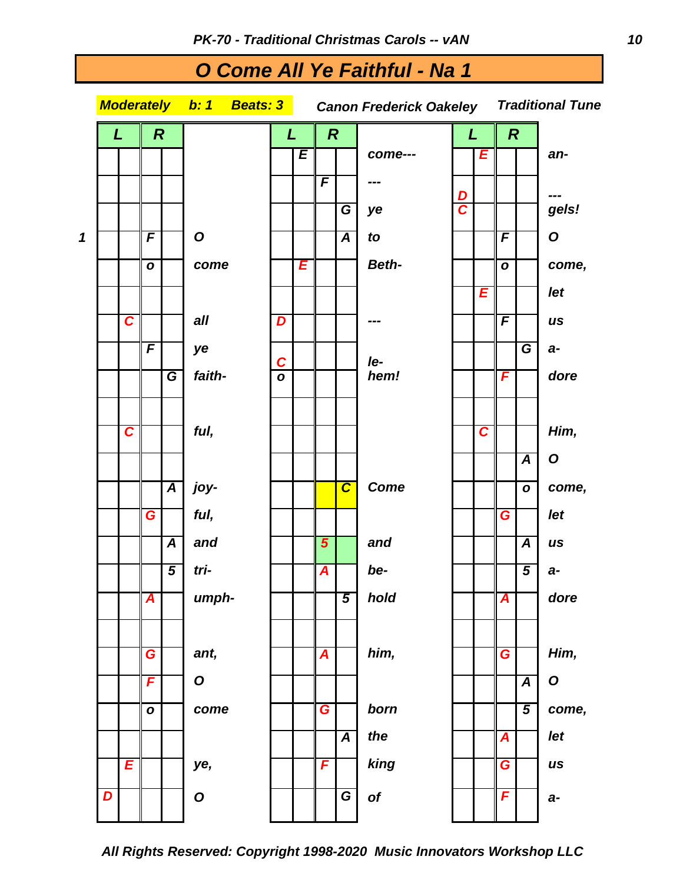## O Come All Ye Faithful - Na 1

**Moderately** **b: 1** **Beats: 3** *Canon Frederick Oakeley* *Traditional Tune*

| | L | | R | | | L | | R | | | L | | R | | |
|---|---|---|---|---|---|---|---|---|---|---|---|---|---|---|---|
| | | | | | | | E | | | come--- | | E | | | an- |
| | | | | | | | | F | | --- | D | | | | --- |
| | | | | | | | | | G | ye | C | | | | gels! |
| 1 | | | F | | O | | | | A | to | | | F | | O |
| | | | o | | come | | E | | | Beth- | | | o | | come, |
| | | | | | | | | | | | | E | | | let |
| | | C | | | all | D | | | | --- | | | F | | us |
| | | | F | | ye | C | | | | le- | | | | G | a- |
| | | | | G | faith- | o | | | | hem! | | | F | | dore |
| | | | | | | | | | | | | | | | |
| | | C | | | ful, | | | | | | | C | | | Him, |
| | | | | | | | | | | | | | | A | O |
| | | | | A | joy- | | | | C | Come | | | | o | come, |
| | | | G | | ful, | | | | | | | | G | | let |
| | | | | A | and | | | 5 | | and | | | | A | us |
| | | | | 5 | tri- | | | A | | be- | | | | 5 | a- |
| | | | A | | umph- | | | | 5 | hold | | | A | | dore |
| | | | | | | | | | | | | | | | |
| | | | G | | ant, | | | A | | him, | | | G | | Him, |
| | | | F | | O | | | | | | | | | A | O |
| | | | o | | come | | | G | | born | | | | 5 | come, |
| | | | | | | | | | A | the | | | A | | let |
| | | E | | | ye, | | | F | | king | | | G | | us |
| | D | | | | O | | | | G | of | | | F | | a- |

*All Rights Reserved: Copyright 1998-2020 Music Innovators Workshop LLC*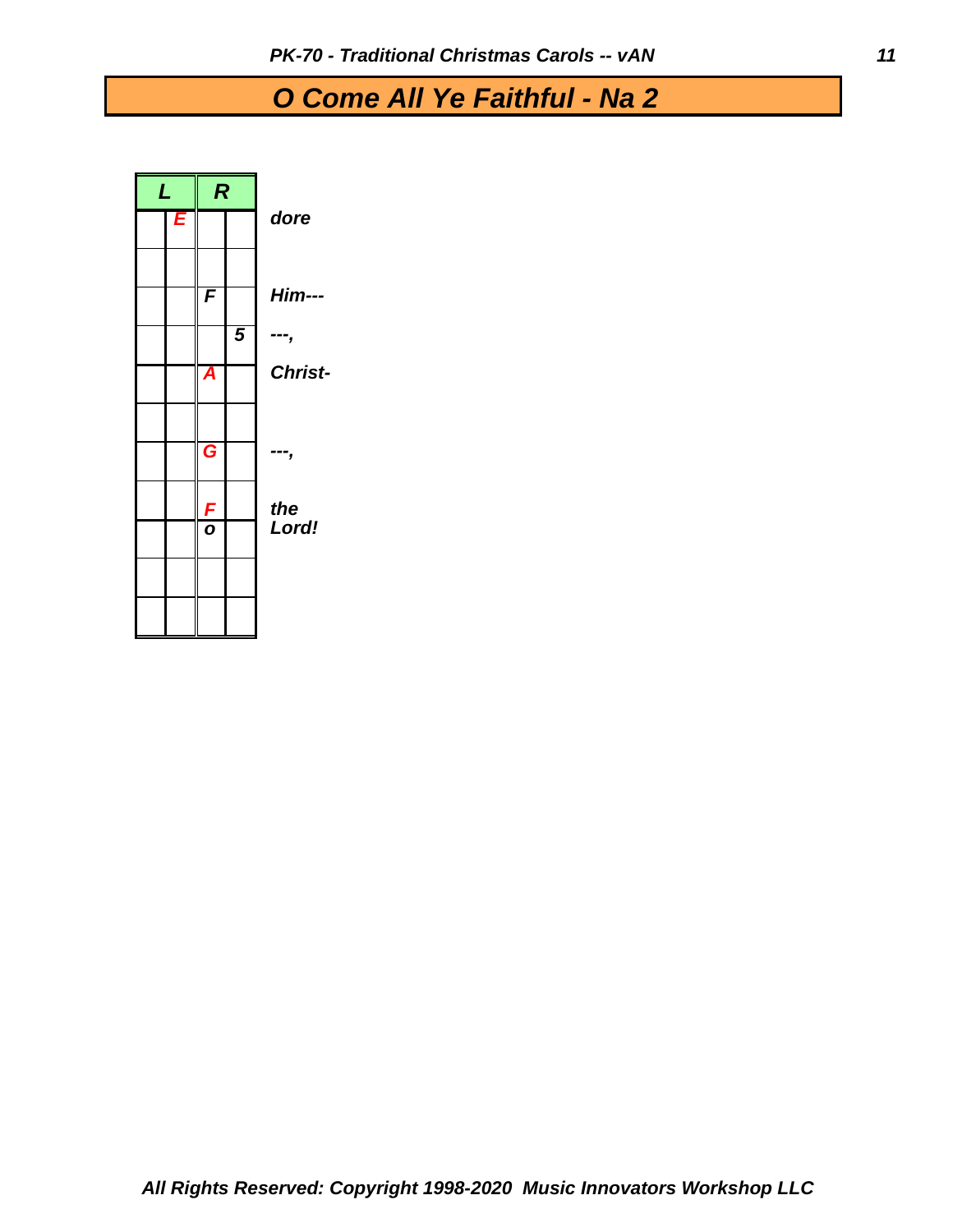# O Come All Ye Faithful - Na 2

| L | | R | | |
|---|---|---|---|---|
| | E | | | dore |
| | | | | |
| | | F | | Him--- |
| | | | 5 | ---, |
| | | A | | Christ- |
| | | | | |
| | | G | | ---, |
| | | F | | the |
| | | o | | Lord! |
| | | | | |
| | | | | |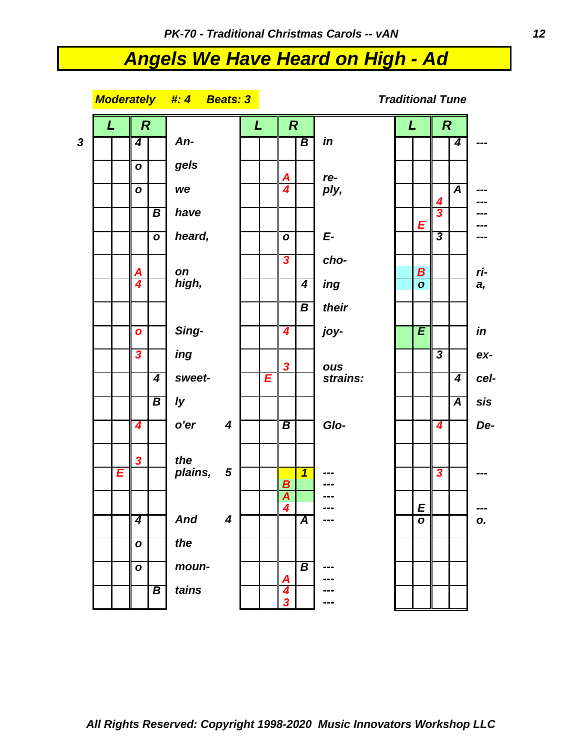# Angels We Have Heard on High - Ad

**Moderately** **#: 4** **Beats: 3** **Traditional Tune**

| | L | | R | | | | L | | R | | | L | | R | | |
|---|---|---|---|---|---|---|---|---|---|---|---|---|---|---|---|---|
| 3 | | | 4 | | An- | | | | | B | in | | | | 4 | --- |
| | | | o | | gels | | | | A | | re- | | | | | |
| | | | o | | we | | | | 4 | | ply, | | | | A | --- |
| | | | | | | | | | | | | | | 4 | | --- |
| | | | | B | have | | | | | | | | | 3 | | --- |
| | | | | | | | | | | | | | E | | | --- |
| | | | | o | heard, | | | | o | | E- | | | 3 | | --- |
| | | | | | | | | | 3 | | cho- | | | | | |
| | | | A | | on | | | | | | | | B | | | ri- |
| | | | 4 | | high, | | | | | 4 | ing | | o | | | a, |
| | | | | | | | | | | B | their | | | | | |
| | | | o | | Sing- | | | | 4 | | joy- | | E | | | in |
| | | | 3 | | ing | | | | | | | | | 3 | | ex- |
| | | | | | | | | | 3 | | ous | | | | | |
| | | | | 4 | sweet- | | | E | | | strains: | | | | 4 | cel- |
| | | | | B | ly | | | | | | | | | | A | sis |
| | | | 4 | | o'er | 4 | | | B | | Glo- | | | 4 | | De- |
| | | | 3 | | the | | | | | | | | | | | |
| | | E | | | plains, | 5 | | | | 1 | --- | | | 3 | | --- |
| | | | | | | | | | B | | --- | | | | | |
| | | | | | | | | | A | | --- | | | | | |
| | | | | | | | | | 4 | | --- | | E | | | --- |
| | | | 4 | | And | 4 | | | | A | --- | | o | | | o. |
| | | | o | | the | | | | | | | | | | | |
| | | | o | | moun- | | | | | B | --- | | | | | |
| | | | | | | | | | A | | --- | | | | | |
| | | | | B | tains | | | | 4 | | --- | | | | | |
| | | | | | | | | | 3 | | --- | | | | | |

*All Rights Reserved: Copyright 1998-2020 Music Innovators Workshop LLC*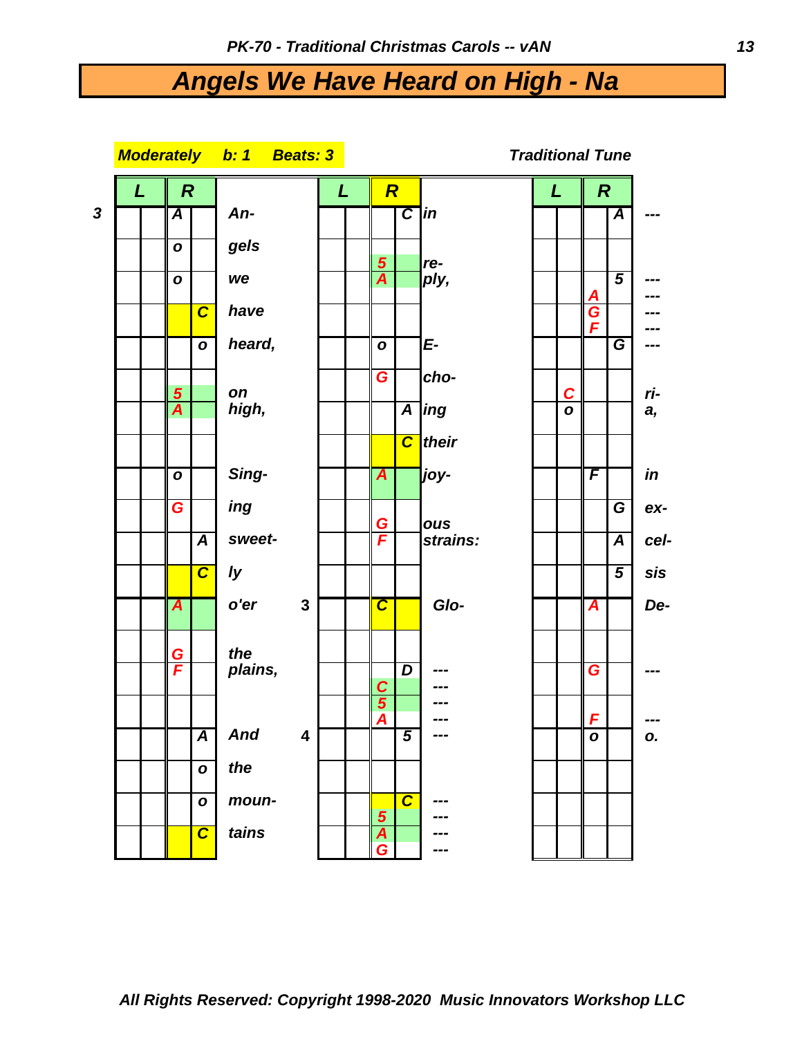# Angels We Have Heard on High - Na

**Moderately b: 1 Beats: 3** — *Traditional Tune*

| | L | | R | | | | L | | R | | | L | | R | | |
|---|---|---|---|---|---|---|---|---|---|---|---|---|---|---|---|---|
| 3 | | | A | | An- | | | | | C | in | | | | A | --- |
| | | | o | | gels | | | | 5 | | re- | | | | | |
| | | | o | | we | | | | A | | ply, | | | | 5 | --- |
| | | | | | | | | | | | | | | A | | --- |
| | | | | C | have | | | | | | | | | G | | --- |
| | | | | | | | | | | | | | | F | | --- |
| | | | | o | heard, | | | | o | | E- | | | | G | --- |
| | | | | | | | | | G | | cho- | | | | | |
| | | | 5 | | on | | | | | | | | C | | | ri- |
| | | | A | | high, | | | | | A | ing | | o | | | a, |
| | | | | | | | | | | C | their | | | | | |
| | | | o | | Sing- | | | | A | | joy- | | | F | | in |
| | | | G | | ing | | | | G | | ous | | | | G | ex- |
| | | | | A | sweet- | | | | F | | strains: | | | | A | cel- |
| | | | | C | ly | | | | | | | | | | 5 | sis |
| | | | A | | o'er | 3 | | | C | | Glo- | | | A | | De- |
| | | | G | | the | | | | | | | | | | | |
| | | | F | | plains, | | | | | D | --- | | | G | | --- |
| | | | | | | | | | C | | --- | | | | | |
| | | | | | | | | | 5 | | --- | | | | | |
| | | | | | | | | | A | | --- | | | F | | --- |
| | | | | A | And | 4 | | | | 5 | --- | | | o | | o. |
| | | | | o | the | | | | | | | | | | | |
| | | | | o | moun- | | | | | C | --- | | | | | |
| | | | | | | | | | 5 | | --- | | | | | |
| | | | | C | tains | | | | A | | --- | | | | | |
| | | | | | | | | | G | | --- | | | | | |

*All Rights Reserved: Copyright 1998-2020 Music Innovators Workshop LLC*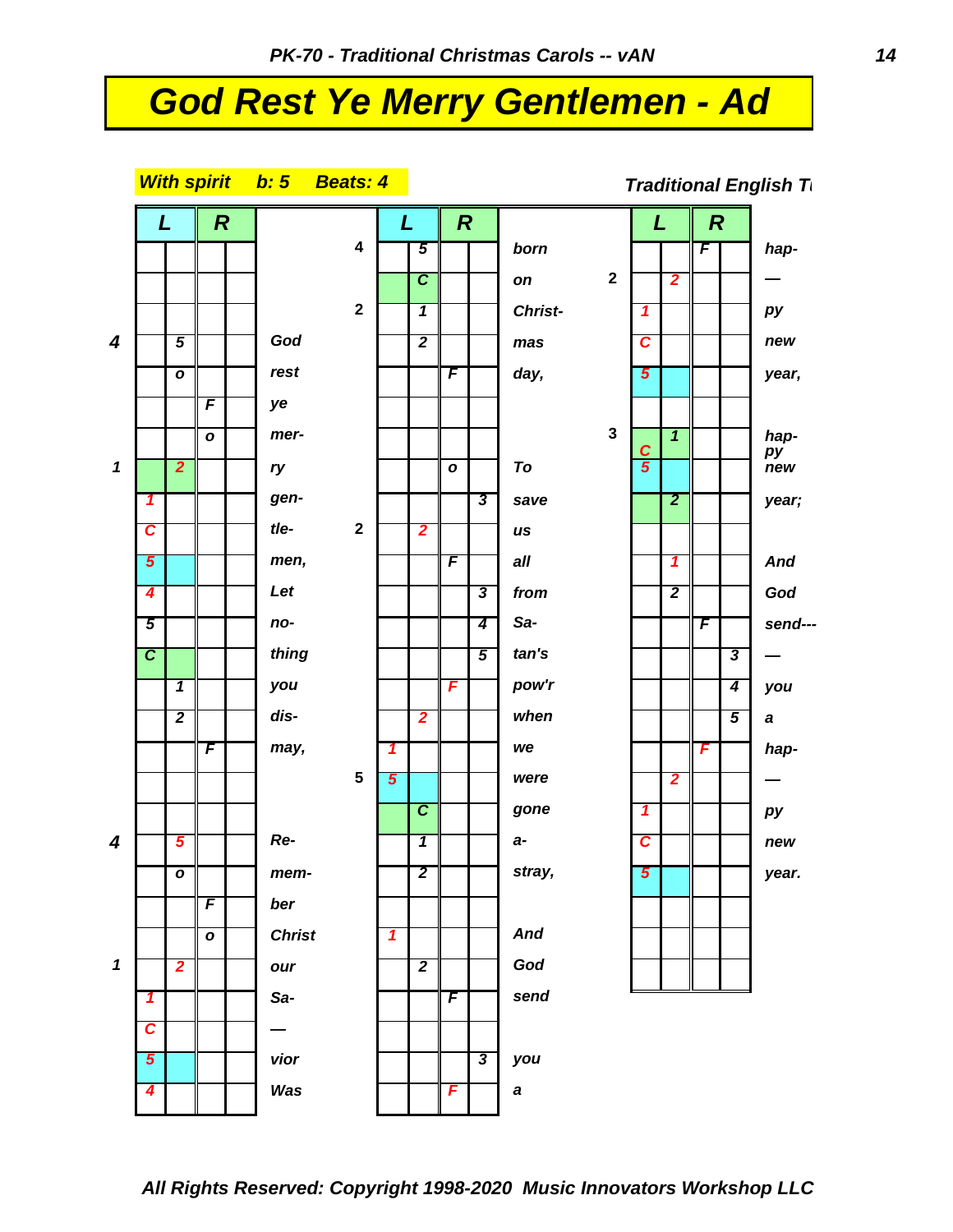# God Rest Ye Merry Gentlemen - Ad

**With spirit** **b: 5** **Beats: 4**

*Traditional English T*

| | L | | R | | Lyric |
|---|---|---|---|---|---|
| | | | | | |
| | | | | | |
| | | | | | |
| 4 | | 5 | | | God |
| | | o | | | rest |
| | | | F | | ye |
| | | | o | | mer- |
| 1 | | 2 | | | ry |
| | 1 | | | | gen- |
| | C | | | | tle- |
| | 5 | | | | men, |
| | 4 | | | | Let |
| | 5 | | | | no- |
| | C | | | | thing |
| | | 1 | | | you |
| | | 2 | | | dis- |
| | | | F | | may, |
| | | | | | |
| | | | | | |
| 4 | | 5 | | | Re- |
| | | o | | | mem- |
| | | | F | | ber |
| | | | o | | Christ |
| 1 | | 2 | | | our |
| | 1 | | | | Sa- |
| | C | | | | — |
| | 5 | | | | vior |
| | 4 | | | | Was |

| | L | | R | | Lyric |
|---|---|---|---|---|---|
| 4 | | 5 | | | born |
| | | C | | | on |
| 2 | | 1 | | | Christ- |
| | | 2 | | | mas |
| | | | F | | day, |
| | | | | | |
| | | | | | |
| | | | o | | To |
| | | | | 3 | save |
| 2 | | 2 | | | us |
| | | | F | | all |
| | | | | 3 | from |
| | | | | 4 | Sa- |
| | | | | 5 | tan's |
| | | | F | | pow'r |
| | | 2 | | | when |
| | 1 | | | | we |
| 5 | 5 | | | | were |
| | | C | | | gone |
| | | 1 | | | a- |
| | | 2 | | | stray, |
| | | | | | |
| | 1 | | | | And |
| | | 2 | | | God |
| | | | F | | send |
| | | | | | |
| | | | | 3 | you |
| | | | F | | a |

| | L | | R | | Lyric |
|---|---|---|---|---|---|
| | | | F | | hap- |
| 2 | | 2 | | | — |
| | 1 | | | | py |
| | C | | | | new |
| | 5 | | | | year, |
| | | | | | |
| 3 | C | 1 | | | hap-py |
| | 5 | | | | new |
| | | 2 | | | year; |
| | | | | | |
| | | 1 | | | And |
| | | 2 | | | God |
| | | | F | | send--- |
| | | | | 3 | — |
| | | | | 4 | you |
| | | | | 5 | a |
| | | | F | | hap- |
| | | 2 | | | — |
| | 1 | | | | py |
| | C | | | | new |
| | 5 | | | | year. |
| | | | | | |
| | | | | | |
| | | | | | |

All Rights Reserved: Copyright 1998-2020 Music Innovators Workshop LLC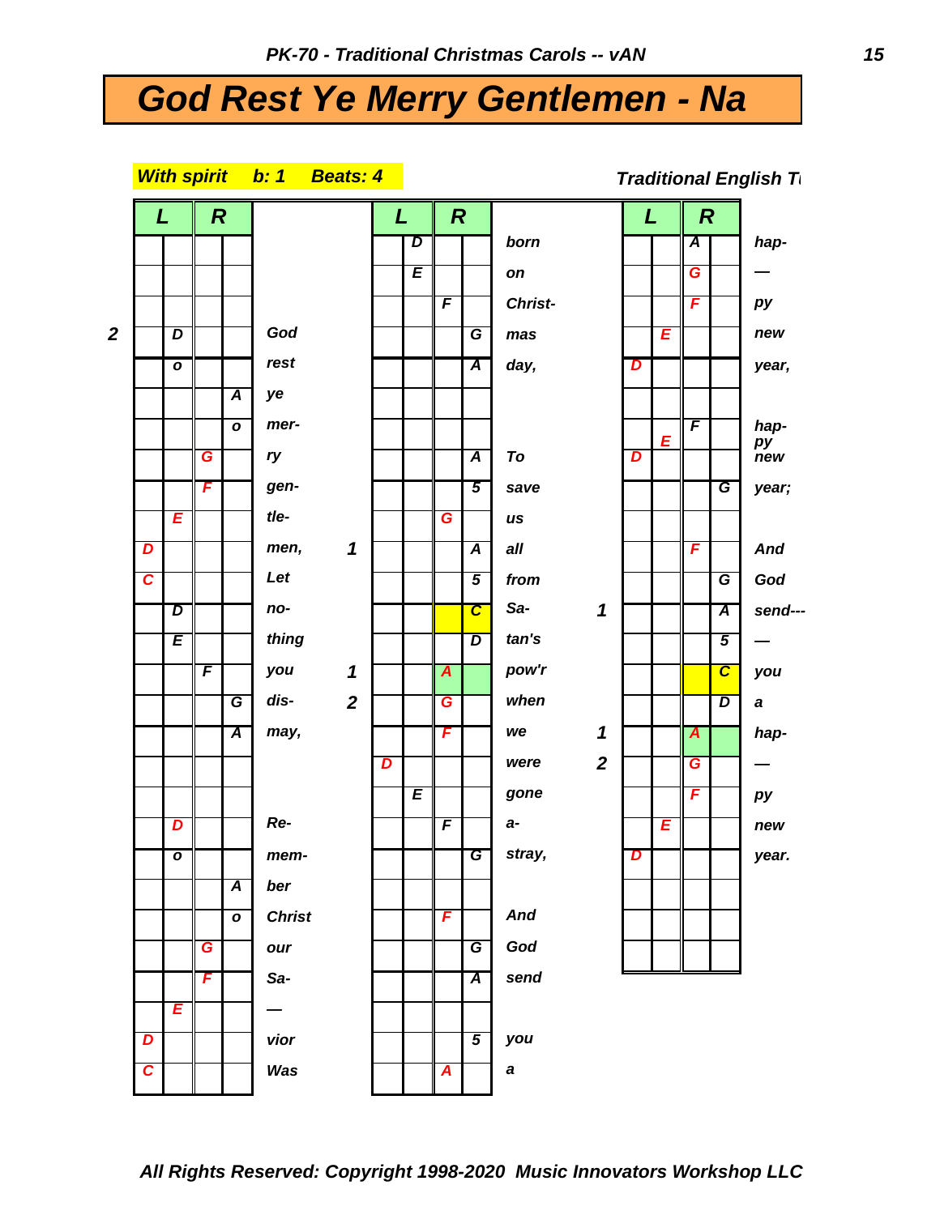# God Rest Ye Merry Gentlemen - Na

**With spirit b: 1 Beats: 4**

**Traditional English T**

| | L | | R | | | | L | | R | | | | L | | R | | |
|---|---|---|---|---|---|---|---|---|---|---|---|---|---|---|---|---|---|
| | | | | | | | | D | | | born | | | | A | | hap- |
| | | | | | | | | E | | | on | | | | G | | — |
| | | | | | | | | | F | | Christ- | | | | F | | py |
| 2 | | D | | | God | | | | | G | mas | | | E | | | new |
| | | o | | | rest | | | | | A | day, | | D | | | | year, |
| | | | | A | ye | | | | | | | | | | | | |
| | | | | o | mer- | | | | | | | | | E | F | | hap- py |
| | | | G | | ry | | | | | A | To | | D | | | | new |
| | | | F | | gen- | | | | | 5 | save | | | | | G | year; |
| | | E | | | tle- | | | | G | | us | | | | | | |
| | D | | | | men, | 1 | | | | A | all | | | | F | | And |
| | C | | | | Let | | | | | 5 | from | | | | | G | God |
| | | D | | | no- | | | | | C | Sa- | 1 | | | | A | send--- |
| | | E | | | thing | | | | | D | tan's | | | | | 5 | — |
| | | | F | | you | 1 | | | A | | pow'r | | | | | C | you |
| | | | | G | dis- | 2 | | | G | | when | | | | | D | a |
| | | | | A | may, | | | | F | | we | 1 | | | A | | hap- |
| | | | | | | | D | | | | were | 2 | | | G | | — |
| | | | | | | | | E | | | gone | | | | F | | py |
| | | D | | | Re- | | | | F | | a- | | | E | | | new |
| | | o | | | mem- | | | | | G | stray, | | D | | | | year. |
| | | | | A | ber | | | | | | | | | | | | |
| | | | | o | Christ | | | | F | | And | | | | | | |
| | | | G | | our | | | | | G | God | | | | | | |
| | | | F | | Sa- | | | | | A | send | | | | | | |
| | | E | | | — | | | | | | | | | | | | |
| | D | | | | vior | | | | | 5 | you | | | | | | |
| | C | | | | Was | | | | A | | a | | | | | | |

All Rights Reserved: Copyright 1998-2020 Music Innovators Workshop LLC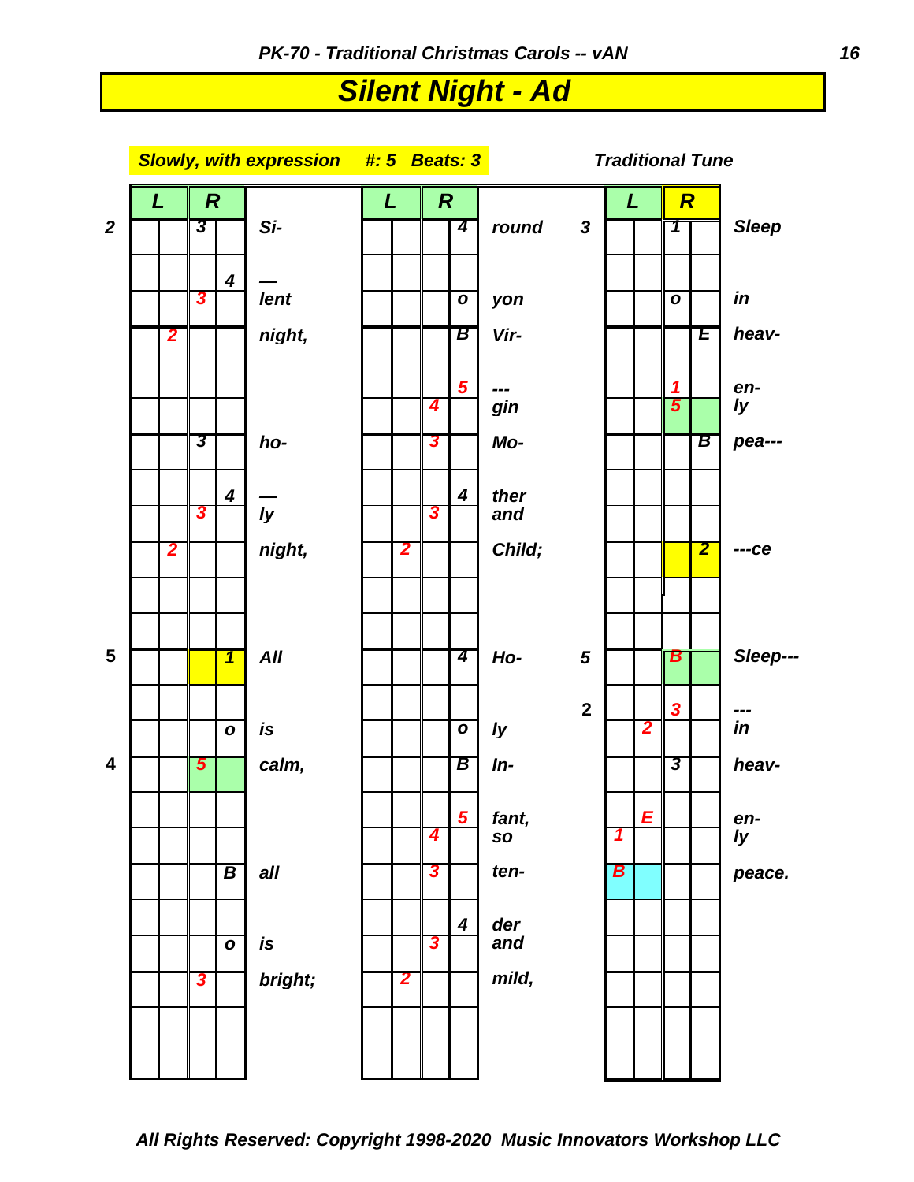# Silent Night - Ad

**Slowly, with expression   #: 5   Beats: 3**

**Traditional Tune**

| | L | | R | | | L | | R | | | | L | | R | | |
|---|---|---|---|---|---|---|---|---|---|---|---|---|---|---|---|---|
| 2 | | | 3 | | Si- | | | | 4 | round | 3 | | | 1 | | Sleep |
| | | | | 4 | — | | | | | | | | | | | |
| | | | 3 | | lent | | | | o | yon | | | | o | | in |
| | | 2 | | | night, | | | | B | Vir- | | | | | E | heav- |
| | | | | | | | | | 5 | --- | | | | 1 | | en- |
| | | | | | | | | 4 | | gin | | | | 5 | | ly |
| | | | 3 | | ho- | | | 3 | | Mo- | | | | | B | pea--- |
| | | | | 4 | — | | | | 4 | ther | | | | | | |
| | | | 3 | | ly | | | 3 | | and | | | | | | |
| | | 2 | | | night, | | 2 | | | Child; | | | | | 2 | ---ce |
| | | | | | | | | | | | | | | | | |
| | | | | | | | | | | | | | | | | |
| 5 | | | | 1 | All | | | | 4 | Ho- | 5 | | | B | | Sleep--- |
| | | | | | | | | | | | 2 | | | 3 | | --- |
| | | | | o | is | | | | o | ly | | | 2 | | | in |
| 4 | | | 5 | | calm, | | | | B | In- | | | | 3 | | heav- |
| | | | | | | | | | 5 | fant, | | | E | | | en- |
| | | | | | | | | 4 | | so | | 1 | | | | ly |
| | | | | B | all | | | 3 | | ten- | | B | | | | peace. |
| | | | | | | | | | 4 | der | | | | | | |
| | | | | o | is | | | 3 | | and | | | | | | |
| | | | 3 | | bright; | | 2 | | | mild, | | | | | | |
| | | | | | | | | | | | | | | | | |
| | | | | | | | | | | | | | | | | |

*All Rights Reserved: Copyright 1998-2020 Music Innovators Workshop LLC*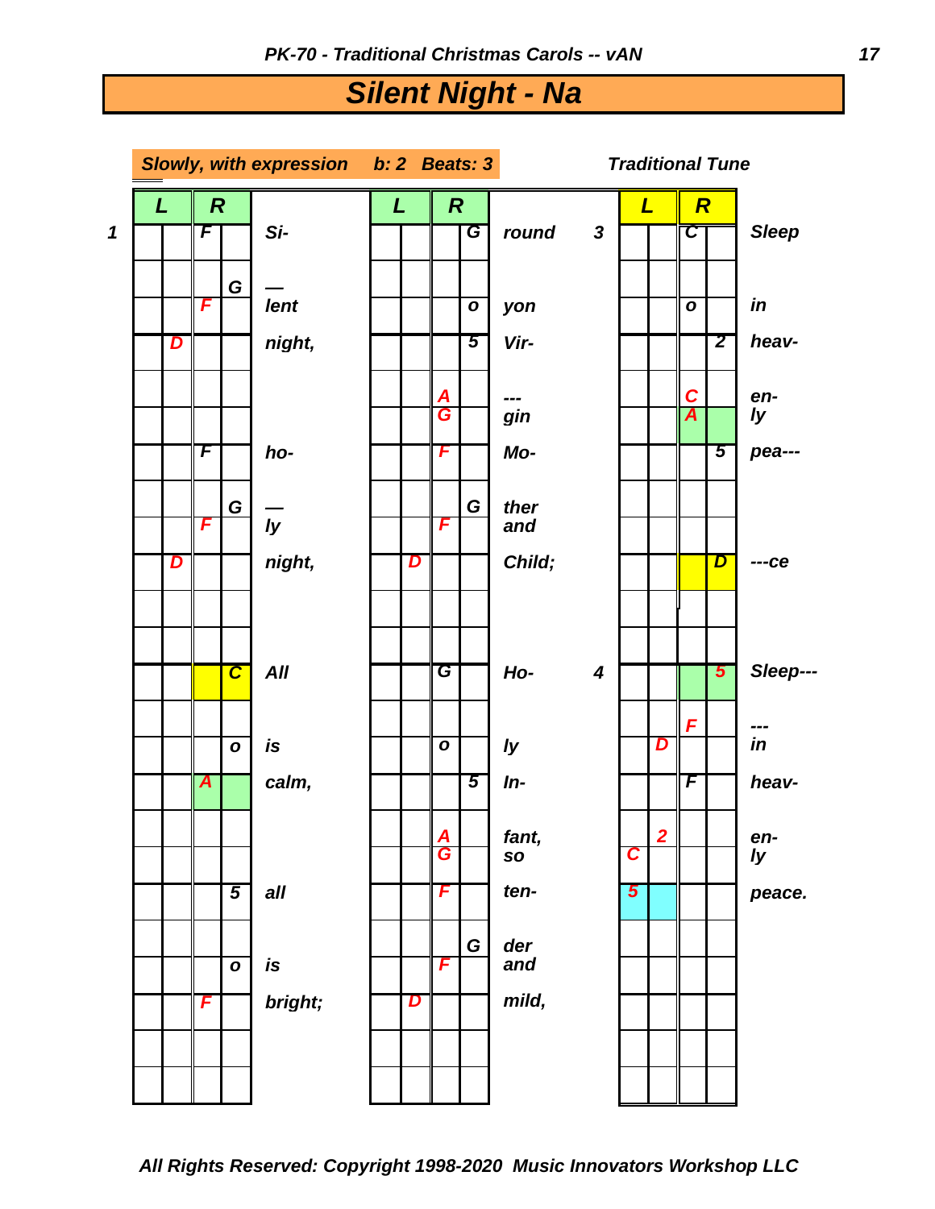# Silent Night - Na

*Slowly, with expression*   *b: 2   Beats: 3*

*Traditional Tune*

| # | L | L | R | R | Lyric |
|---|---|---|---|---|---|
| 1 | | | F | | Si- |
| | | | | G | — |
| | | | F | | lent |
| | | D | | | night, |
| | | | | | |
| | | | | | |
| | | | F | | ho- |
| | | | | G | — |
| | | | F | | ly |
| | | D | | | night, |
| | | | | | |
| | | | | | |
| | | | | C | All |
| | | | | | |
| | | | | o | is |
| | | | A | | calm, |
| | | | | | |
| | | | | | |
| | | | | 5 | all |
| | | | | | |
| | | | | o | is |
| | | | F | | bright; |
| | | | | | |
| | | | | | |

| # | L | L | R | R | Lyric |
|---|---|---|---|---|---|
| | | | | G | round |
| | | | | | |
| | | | | o | yon |
| | | | | 5 | Vir- |
| | | | A | | --- |
| | | | G | | gin |
| | | | F | | Mo- |
| | | | | G | ther |
| | | | F | | and |
| | | D | | | Child; |
| | | | | | |
| | | | | | |
| | | | G | | Ho- |
| | | | | | |
| | | | o | | ly |
| | | | | 5 | In- |
| | | | A | | fant, |
| | | | G | | so |
| | | | F | | ten- |
| | | | | G | der |
| | | | F | | and |
| | | D | | | mild, |
| | | | | | |
| | | | | | |

| # | L | L | R | R | Lyric |
|---|---|---|---|---|---|
| 3 | | | C | | Sleep |
| | | | | | |
| | | | o | | in |
| | | | | 2 | heav- |
| | | | C | | en- |
| | | | A | | ly |
| | | | | 5 | pea--- |
| | | | | | |
| | | | | | |
| | | | | D | ---ce |
| | | | | | |
| | | | | | |
| 4 | | | | 5 | Sleep--- |
| | | | F | | --- |
| | | D | | | in |
| | | | F | | heav- |
| | | 2 | | | en- |
| | C | | | | ly |
| | 5 | | | | peace. |
| | | | | | |
| | | | | | |
| | | | | | |
| | | | | | |
| | | | | | |

*All Rights Reserved: Copyright 1998-2020  Music Innovators Workshop LLC*